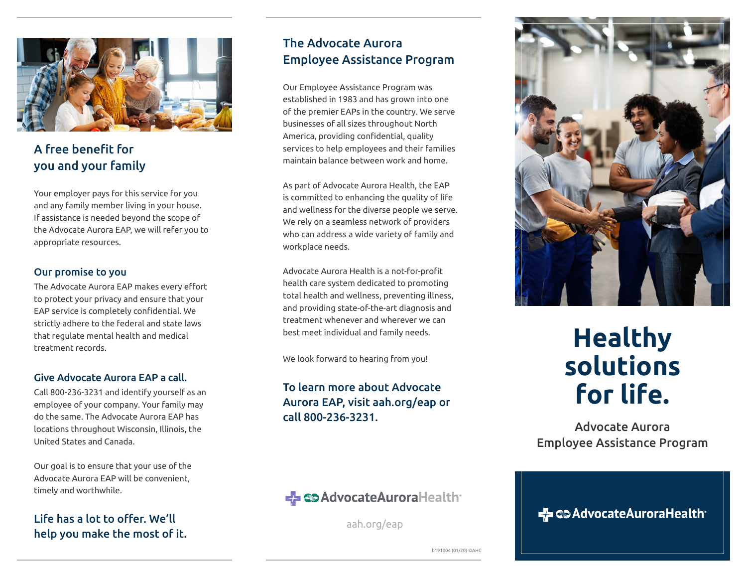## A free benefit for you and your family

Your employer pays for this service for you and any family member living in your house. If assistance is needed beyond the scope of the Advocate Aurora EAP, we will refer you to appropriate resources.

### Our promise to you

The Advocate Aurora EAP makes every effort to protect your privacy and ensure that your EAP service is completely confidential. We strictly adhere to the federal and state laws that regulate mental health and medical treatment records.

### Give Advocate Aurora EAP a call.

Call 800-236-3231 and identify yourself as an employee of your company. Your family may do the same. The Advocate Aurora EAP has locations throughout Wisconsin, Illinois, the United States and Canada.

Our goal is to ensure that your use of the Advocate Aurora EAP will be convenient, timely and worthwhile.

**Life has a lot to offer. We'll help you make the most of it.**

## The Advocate Aurora Employee Assistance Program

Our Employee Assistance Program was established in 1983 and has grown into one of the premier EAPs in the country. We serve businesses of all sizes throughout North America, providing confidential, quality services to help employees and their families maintain balance between work and home.

As part of Advocate Aurora Health, the EAP is committed to enhancing the quality of life and wellness for the diverse people we serve. We rely on a seamless network of providers who can address a wide variety of family and workplace needs.

Advocate Aurora Health is a not-for-profit health care system dedicated to promoting total health and wellness, preventing illness, and providing state-of-the-art diagnosis and treatment whenever and wherever we can best meet individual and family needs.

We look forward to hearing from you!

**To learn more about Advocate Aurora EAP, visit aah.org/eap or call 800-236-3231.**

AdvocateAuroraHealth

aah.org/eap

b191004 (01/20) ©AHC

# Healthy solutions for life.

Advocate Aurora Employee Assistance Program

AdvocateAuroraHealth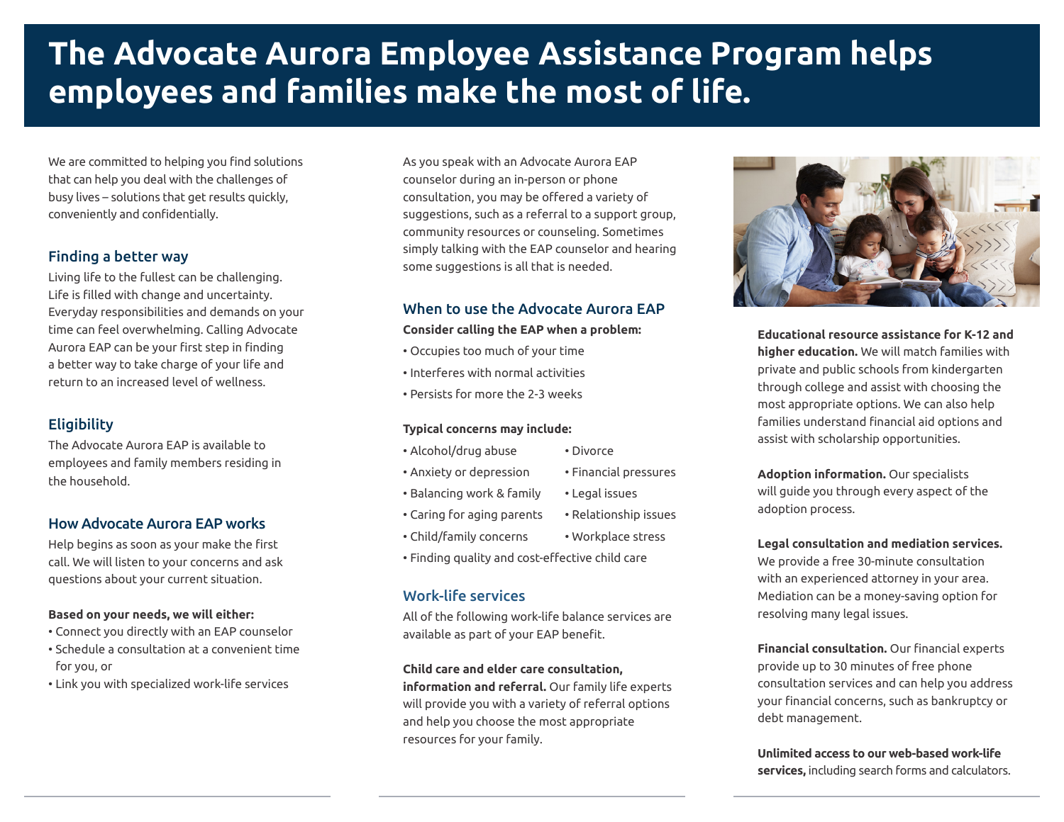# The Advocate Aurora Employee Assistance Program helps employees and families make the most of life.

We are committed to helping you find solutions that can help you deal with the challenges of busy lives – solutions that get results quickly, conveniently and confidentially.

## Finding a better way

Living life to the fullest can be challenging. Life is filled with change and uncertainty. Everyday responsibilities and demands on your time can feel overwhelming. Calling Advocate Aurora EAP can be your first step in finding a better way to take charge of your life and return to an increased level of wellness.

## Eligibility

The Advocate Aurora EAP is available to employees and family members residing in the household.

## How Advocate Aurora EAP works

Help begins as soon as your make the first call. We will listen to your concerns and ask questions about your current situation.

**Based on your needs, we will either:**

- Connect you directly with an EAP counselor
- Schedule a consultation at a convenient time for you, or
- Link you with specialized work-life services

As you speak with an Advocate Aurora EAP counselor during an in-person or phone consultation, you may be offered a variety of suggestions, such as a referral to a support group, community resources or counseling. Sometimes simply talking with the EAP counselor and hearing some suggestions is all that is needed.

## When to use the Advocate Aurora EAP

**Consider calling the EAP when a problem:**

- Occupies too much of your time
- Interferes with normal activities
- Persists for more the 2-3 weeks

**Typical concerns may include:**

- Alcohol/drug abuse
- Anxiety or depression
- Balancing work & family
- Caring for aging parents
- Child/family concerns
- Divorce
- Financial pressures
- Legal issues
- Relationship issues
- Workplace stress
- Finding quality and cost-effective child care

## Work-life services

All of the following work-life balance services are available as part of your EAP benefit.

**Child care and elder care consultation, information and referral.** Our family life experts will provide you with a variety of referral options and help you choose the most appropriate resources for your family.

**Educational resource assistance for K-12 and higher education.** We will match families with private and public schools from kindergarten through college and assist with choosing the most appropriate options. We can also help families understand financial aid options and assist with scholarship opportunities.

**Adoption information.** Our specialists will guide you through every aspect of the adoption process.

**Legal consultation and mediation services.** We provide a free 30-minute consultation with an experienced attorney in your area. Mediation can be a money-saving option for resolving many legal issues.

**Financial consultation.** Our financial experts provide up to 30 minutes of free phone consultation services and can help you address your financial concerns, such as bankruptcy or debt management.

**Unlimited access to our web-based work-life services,** including search forms and calculators.